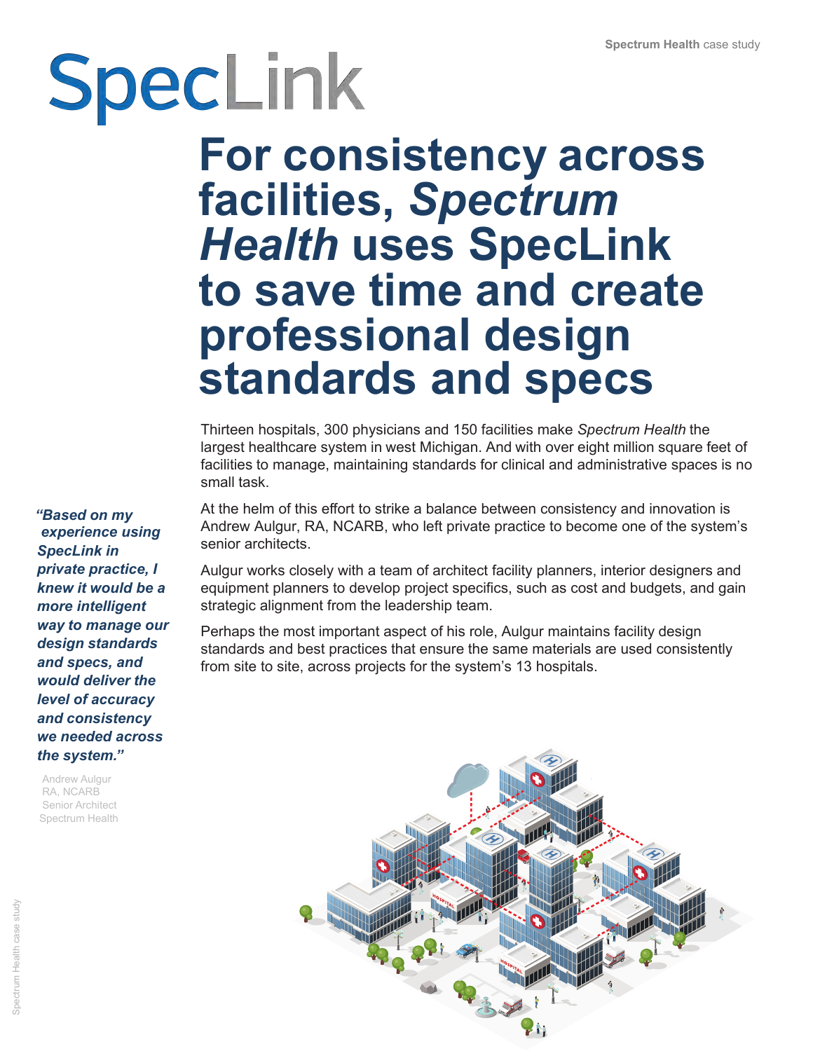SpecLink

# For consistency across facilities, *Spectrum Health* uses SpecLink to save time and create professional design standards and specs

Thirteen hospitals, 300 physicians and 150 facilities make *Spectrum Health* the largest healthcare system in west Michigan. And with over eight million square feet of facilities to manage, maintaining standards for clinical and administrative spaces is no small task.

At the helm of this effort to strike a balance between consistency and innovation is Andrew Aulgur, RA, NCARB, who left private practice to become one of the system's senior architects.

Aulgur works closely with a team of architect facility planners, interior designers and equipment planners to develop project specifics, such as cost and budgets, and gain strategic alignment from the leadership team.

Perhaps the most important aspect of his role, Aulgur maintains facility design standards and best practices that ensure the same materials are used consistently from site to site, across projects for the system's 13 hospitals.

***"Based on my experience using SpecLink in private practice, I knew it would be a more intelligent way to manage our design standards and specs, and would deliver the level of accuracy and consistency we needed across the system."***

Andrew Aulgur
RA, NCARB
Senior Architect
Spectrum Health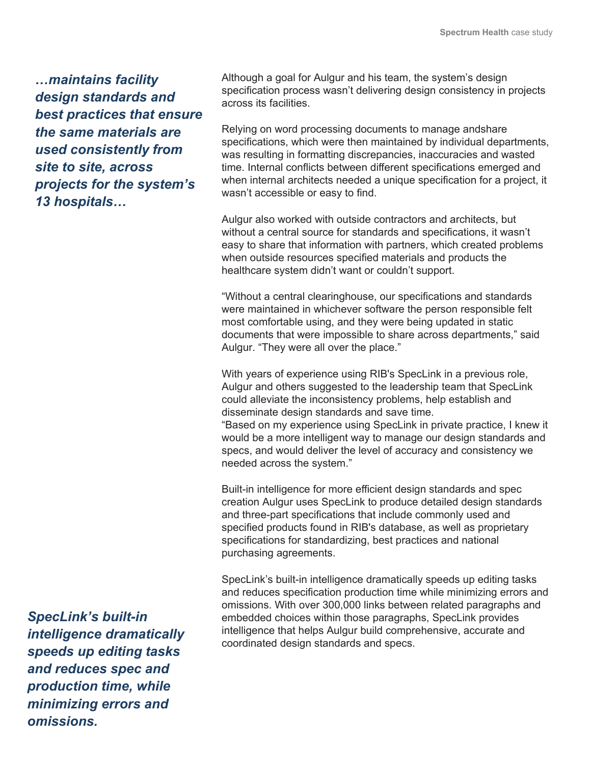*…maintains facility design standards and best practices that ensure the same materials are used consistently from site to site, across projects for the system's 13 hospitals…*

Although a goal for Aulgur and his team, the system's design specification process wasn't delivering design consistency in projects across its facilities.

Relying on word processing documents to manage andshare specifications, which were then maintained by individual departments, was resulting in formatting discrepancies, inaccuracies and wasted time. Internal conflicts between different specifications emerged and when internal architects needed a unique specification for a project, it wasn't accessible or easy to find.

Aulgur also worked with outside contractors and architects, but without a central source for standards and specifications, it wasn't easy to share that information with partners, which created problems when outside resources specified materials and products the healthcare system didn't want or couldn't support.

"Without a central clearinghouse, our specifications and standards were maintained in whichever software the person responsible felt most comfortable using, and they were being updated in static documents that were impossible to share across departments," said Aulgur. "They were all over the place."

With years of experience using RIB's SpecLink in a previous role, Aulgur and others suggested to the leadership team that SpecLink could alleviate the inconsistency problems, help establish and disseminate design standards and save time.
"Based on my experience using SpecLink in private practice, I knew it would be a more intelligent way to manage our design standards and specs, and would deliver the level of accuracy and consistency we needed across the system."

Built-in intelligence for more efficient design standards and spec creation Aulgur uses SpecLink to produce detailed design standards and three-part specifications that include commonly used and specified products found in RIB's database, as well as proprietary specifications for standardizing, best practices and national purchasing agreements.

SpecLink's built-in intelligence dramatically speeds up editing tasks and reduces specification production time while minimizing errors and omissions. With over 300,000 links between related paragraphs and embedded choices within those paragraphs, SpecLink provides intelligence that helps Aulgur build comprehensive, accurate and coordinated design standards and specs.

*SpecLink's built-in intelligence dramatically speeds up editing tasks and reduces spec and production time, while minimizing errors and omissions.*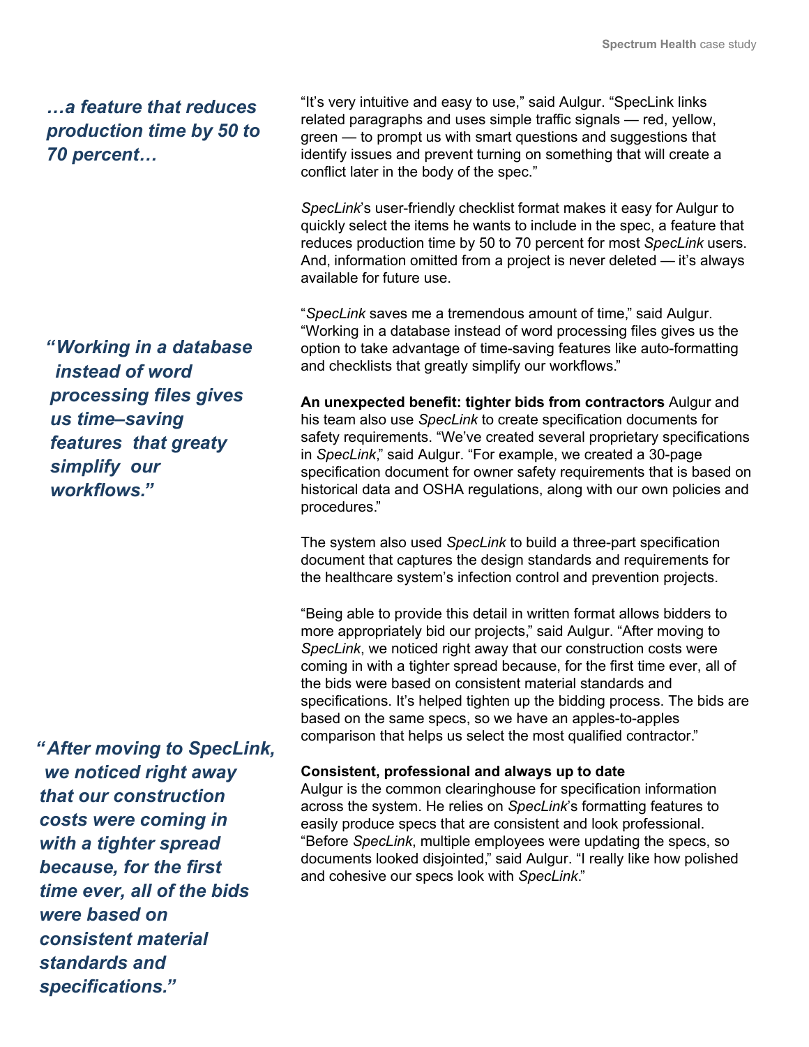*…a feature that reduces production time by 50 to 70 percent…*

"It's very intuitive and easy to use," said Aulgur. "SpecLink links related paragraphs and uses simple traffic signals — red, yellow, green — to prompt us with smart questions and suggestions that identify issues and prevent turning on something that will create a conflict later in the body of the spec."

*SpecLink*'s user-friendly checklist format makes it easy for Aulgur to quickly select the items he wants to include in the spec, a feature that reduces production time by 50 to 70 percent for most *SpecLink* users. And, information omitted from a project is never deleted — it's always available for future use.

"*SpecLink* saves me a tremendous amount of time," said Aulgur. "Working in a database instead of word processing files gives us the option to take advantage of time-saving features like auto-formatting and checklists that greatly simplify our workflows."

*"Working in a database instead of word processing files gives us time–saving features that greaty simplify our workflows."*

**An unexpected benefit: tighter bids from contractors** Aulgur and his team also use *SpecLink* to create specification documents for safety requirements. "We've created several proprietary specifications in *SpecLink*," said Aulgur. "For example, we created a 30-page specification document for owner safety requirements that is based on historical data and OSHA regulations, along with our own policies and procedures."

The system also used *SpecLink* to build a three-part specification document that captures the design standards and requirements for the healthcare system's infection control and prevention projects.

"Being able to provide this detail in written format allows bidders to more appropriately bid our projects," said Aulgur. "After moving to *SpecLink*, we noticed right away that our construction costs were coming in with a tighter spread because, for the first time ever, all of the bids were based on consistent material standards and specifications. It's helped tighten up the bidding process. The bids are based on the same specs, so we have an apples-to-apples comparison that helps us select the most qualified contractor."

*"After moving to SpecLink, we noticed right away that our construction costs were coming in with a tighter spread because, for the first time ever, all of the bids were based on consistent material standards and specifications."*

**Consistent, professional and always up to date**

Aulgur is the common clearinghouse for specification information across the system. He relies on *SpecLink*'s formatting features to easily produce specs that are consistent and look professional. "Before *SpecLink*, multiple employees were updating the specs, so documents looked disjointed," said Aulgur. "I really like how polished and cohesive our specs look with *SpecLink*."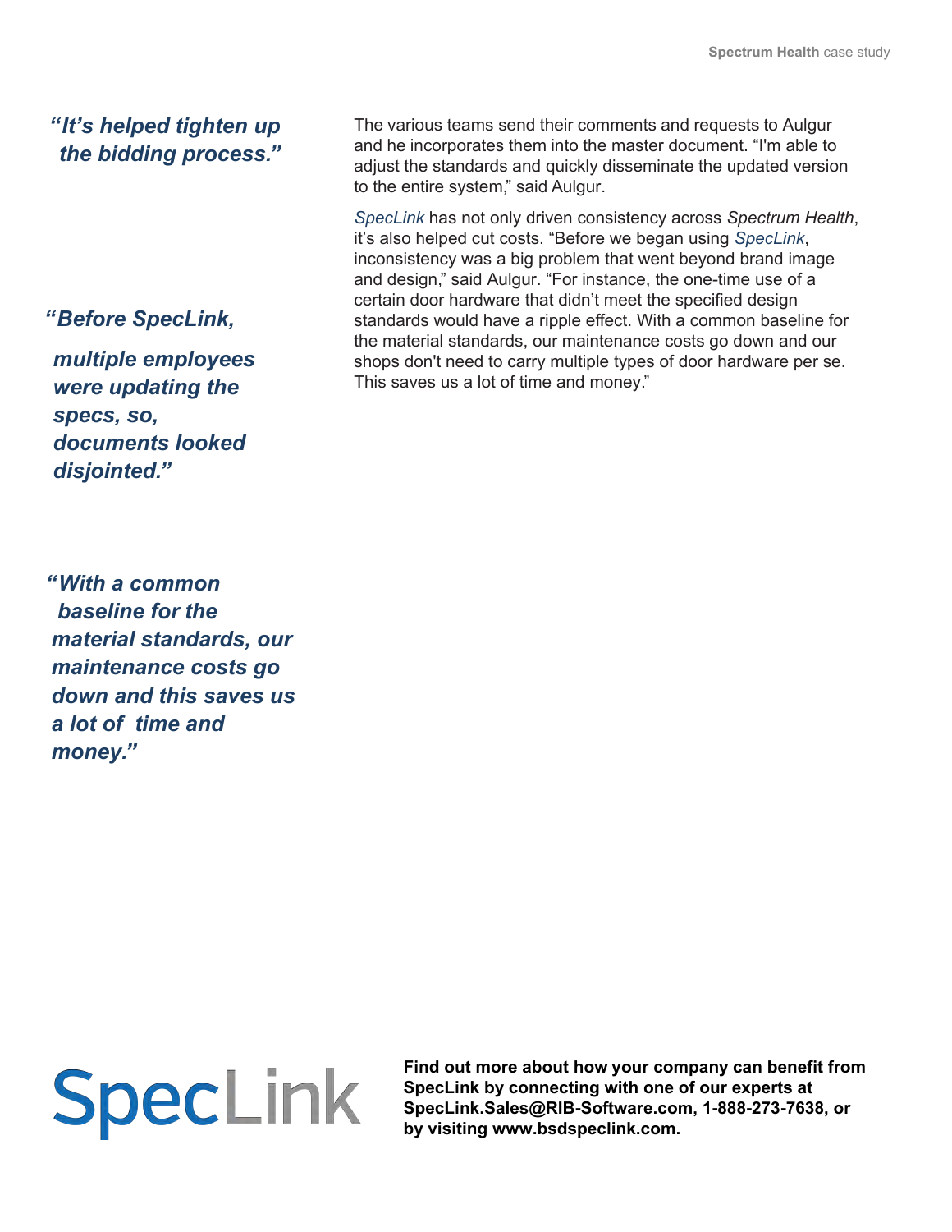*"It's helped tighten up the bidding process."*

The various teams send their comments and requests to Aulgur and he incorporates them into the master document. "I'm able to adjust the standards and quickly disseminate the updated version to the entire system," said Aulgur.

*SpecLink* has not only driven consistency across *Spectrum Health*, it's also helped cut costs. "Before we began using *SpecLink*, inconsistency was a big problem that went beyond brand image and design," said Aulgur. "For instance, the one-time use of a certain door hardware that didn't meet the specified design standards would have a ripple effect. With a common baseline for the material standards, our maintenance costs go down and our shops don't need to carry multiple types of door hardware per se. This saves us a lot of time and money."

*"Before SpecLink, multiple employees were updating the specs, so, documents looked disjointed."*

*"With a common baseline for the material standards, our maintenance costs go down and this saves us a lot of time and money."*

SpecLink

**Find out more about how your company can benefit from SpecLink by connecting with one of our experts at SpecLink.Sales@RIB-Software.com, 1-888-273-7638, or by visiting www.bsdspeclink.com.**